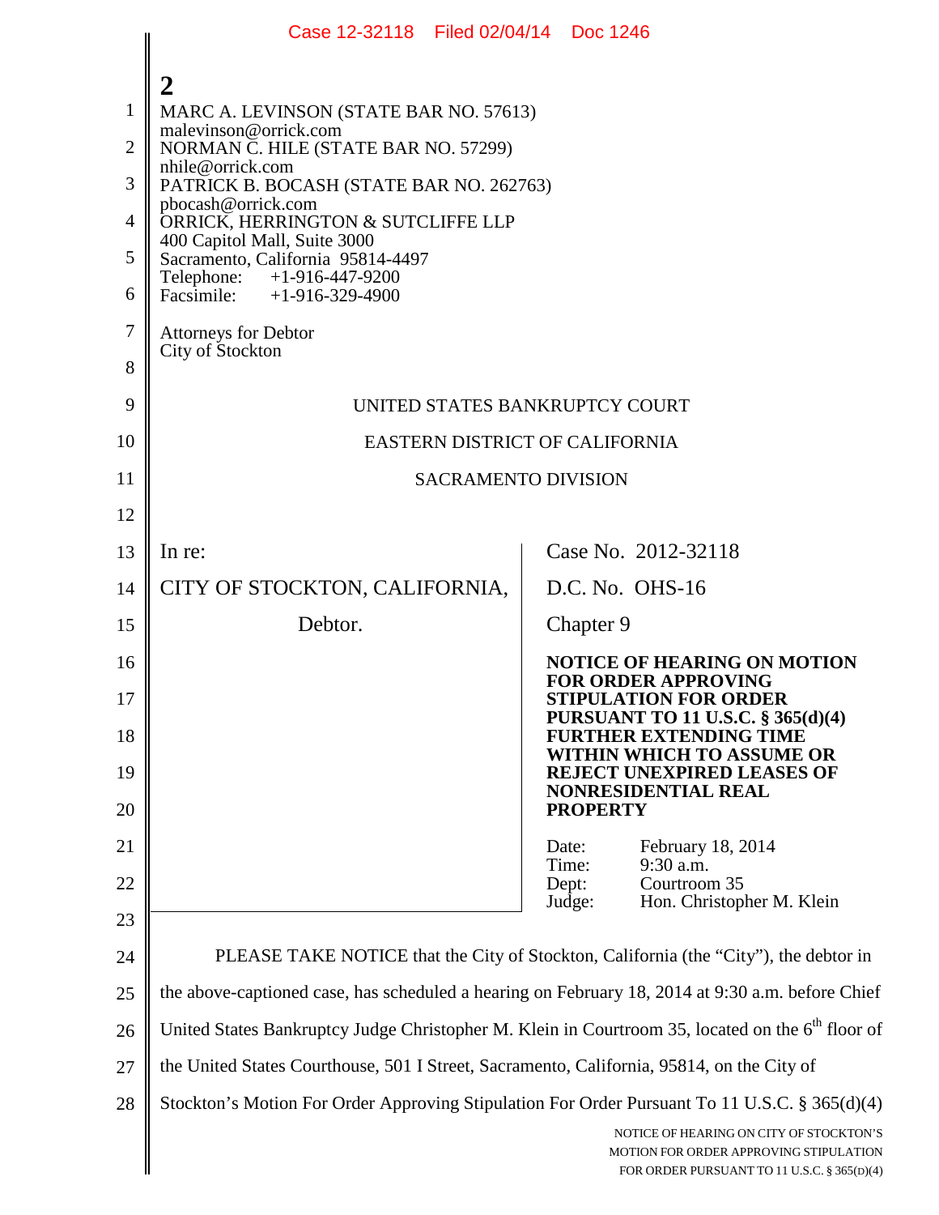MARC A. LEVINSON (STATE BAR NO. 57613)
malevinson@orrick.com
NORMAN C. HILE (STATE BAR NO. 57299)
nhile@orrick.com
PATRICK B. BOCASH (STATE BAR NO. 262763)
pbocash@orrick.com
ORRICK, HERRINGTON & SUTCLIFFE LLP
400 Capitol Mall, Suite 3000
Sacramento, California 95814-4497
Telephone: +1-916-447-9200
Facsimile: +1-916-329-4900

Attorneys for Debtor
City of Stockton

UNITED STATES BANKRUPTCY COURT

EASTERN DISTRICT OF CALIFORNIA

SACRAMENTO DIVISION

| | |
|---|---|
| In re:<br><br>CITY OF STOCKTON, CALIFORNIA,<br><br>Debtor. | Case No. 2012-32118<br><br>D.C. No. OHS-16<br><br>Chapter 9<br><br>**NOTICE OF HEARING ON MOTION FOR ORDER APPROVING STIPULATION FOR ORDER PURSUANT TO 11 U.S.C. § 365(d)(4) FURTHER EXTENDING TIME WITHIN WHICH TO ASSUME OR REJECT UNEXPIRED LEASES OF NONRESIDENTIAL REAL PROPERTY**<br><br>Date: February 18, 2014<br>Time: 9:30 a.m.<br>Dept: Courtroom 35<br>Judge: Hon. Christopher M. Klein |

PLEASE TAKE NOTICE that the City of Stockton, California (the "City"), the debtor in the above-captioned case, has scheduled a hearing on February 18, 2014 at 9:30 a.m. before Chief United States Bankruptcy Judge Christopher M. Klein in Courtroom 35, located on the 6th floor of the United States Courthouse, 501 I Street, Sacramento, California, 95814, on the City of Stockton's Motion For Order Approving Stipulation For Order Pursuant To 11 U.S.C. § 365(d)(4)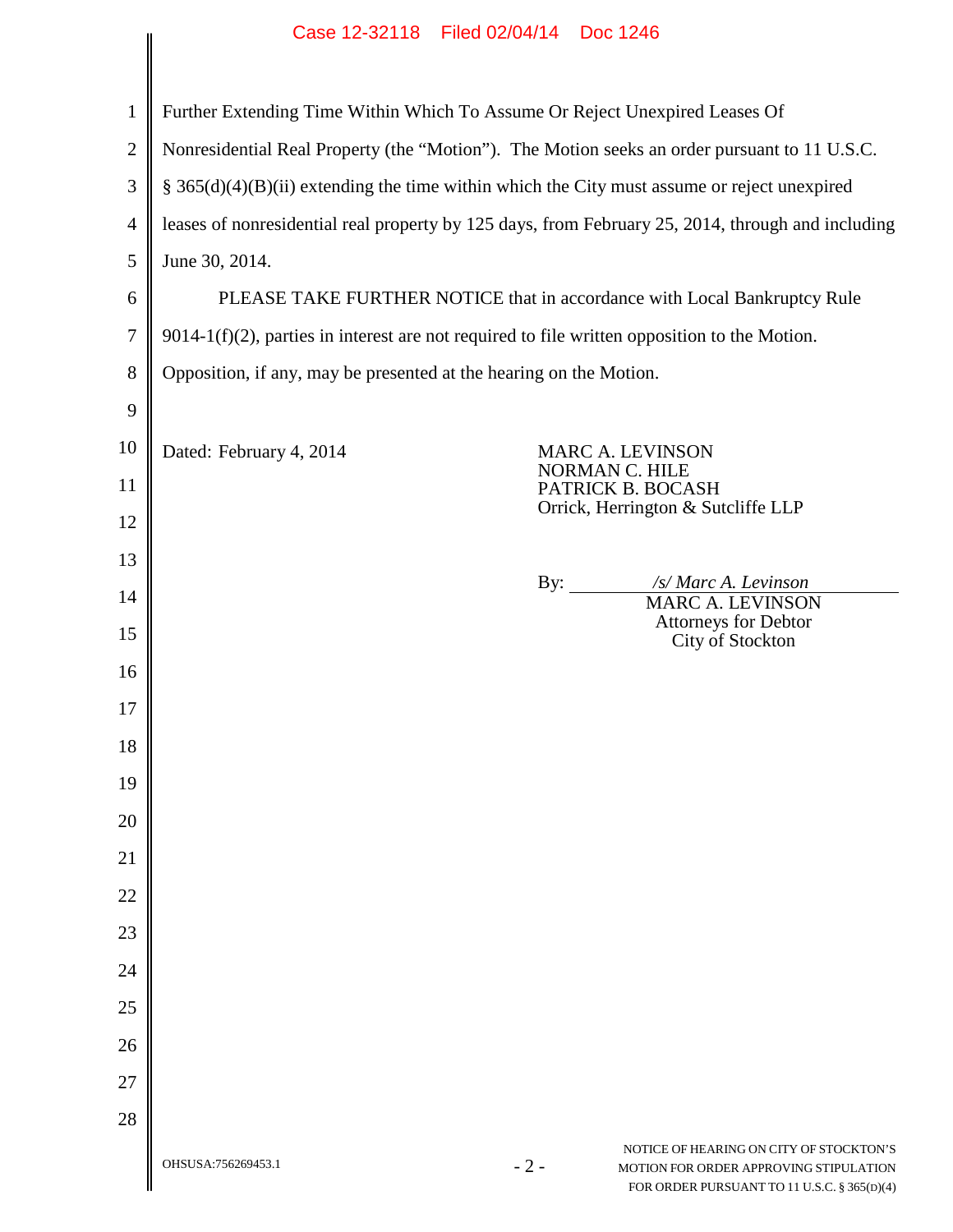Further Extending Time Within Which To Assume Or Reject Unexpired Leases Of Nonresidential Real Property (the "Motion"). The Motion seeks an order pursuant to 11 U.S.C. § 365(d)(4)(B)(ii) extending the time within which the City must assume or reject unexpired leases of nonresidential real property by 125 days, from February 25, 2014, through and including June 30, 2014.

PLEASE TAKE FURTHER NOTICE that in accordance with Local Bankruptcy Rule 9014-1(f)(2), parties in interest are not required to file written opposition to the Motion. Opposition, if any, may be presented at the hearing on the Motion.

Dated: February 4, 2014

MARC A. LEVINSON
NORMAN C. HILE
PATRICK B. BOCASH
Orrick, Herrington & Sutcliffe LLP

By: */s/ Marc A. Levinson*
MARC A. LEVINSON
Attorneys for Debtor
City of Stockton

OHSUSA:756269453.1

NOTICE OF HEARING ON CITY OF STOCKTON'S MOTION FOR ORDER APPROVING STIPULATION FOR ORDER PURSUANT TO 11 U.S.C. § 365(D)(4)